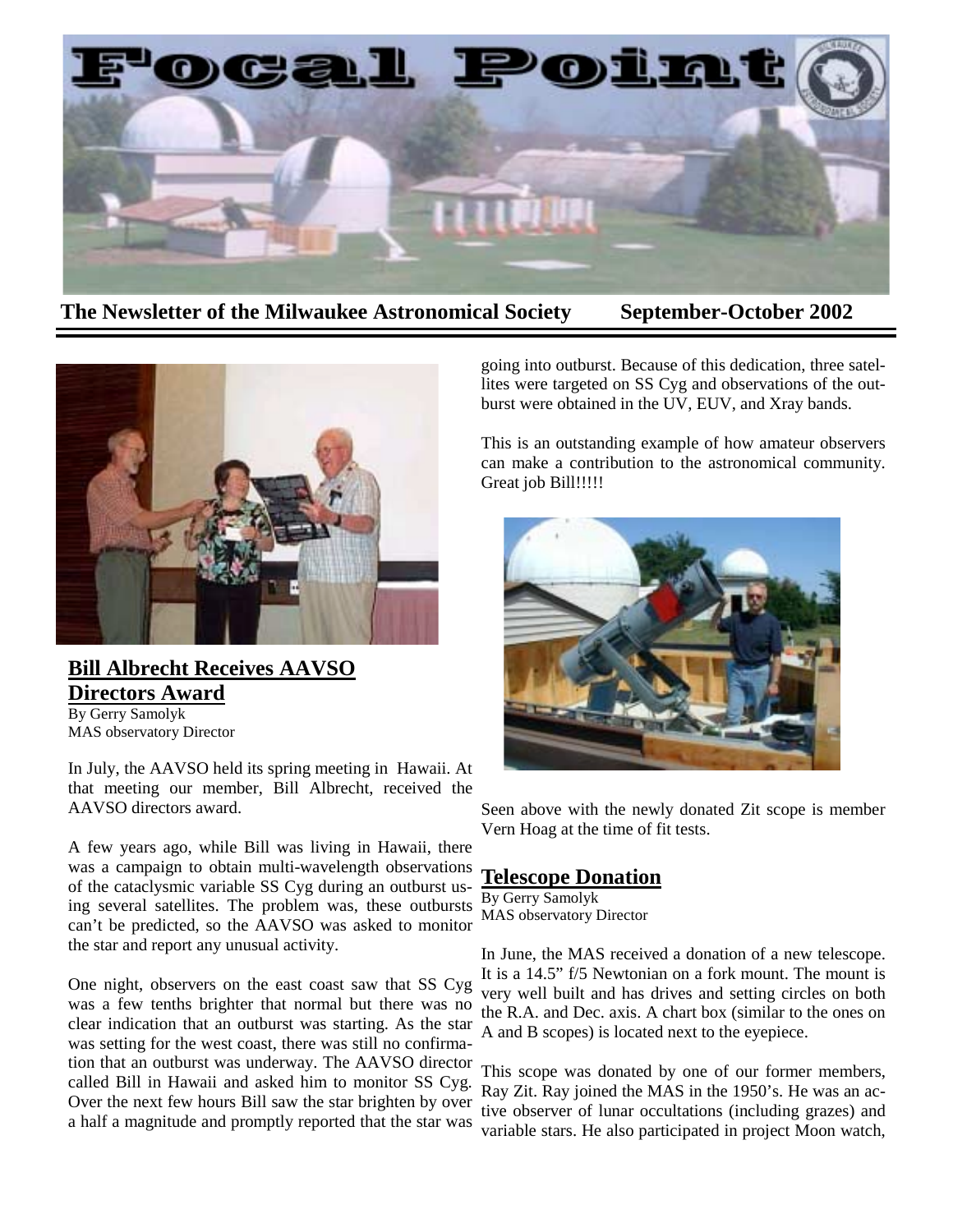# Focal Point

**The Newsletter of the Milwaukee Astronomical Society September-October 2002**

## Bill Albrecht Receives AAVSO Directors Award

By Gerry Samolyk
MAS observatory Director

In July, the AAVSO held its spring meeting in Hawaii. At that meeting our member, Bill Albrecht, received the AAVSO directors award.

A few years ago, while Bill was living in Hawaii, there was a campaign to obtain multi-wavelength observations of the cataclysmic variable SS Cyg during an outburst using several satellites. The problem was, these outbursts can't be predicted, so the AAVSO was asked to monitor the star and report any unusual activity.

One night, observers on the east coast saw that SS Cyg was a few tenths brighter that normal but there was no clear indication that an outburst was starting. As the star was setting for the west coast, there was still no confirmation that an outburst was underway. The AAVSO director called Bill in Hawaii and asked him to monitor SS Cyg. Over the next few hours Bill saw the star brighten by over a half a magnitude and promptly reported that the star was going into outburst. Because of this dedication, three satellites were targeted on SS Cyg and observations of the outburst were obtained in the UV, EUV, and Xray bands.

This is an outstanding example of how amateur observers can make a contribution to the astronomical community. Great job Bill!!!!!

Seen above with the newly donated Zit scope is member Vern Hoag at the time of fit tests.

## Telescope Donation

By Gerry Samolyk
MAS observatory Director

In June, the MAS received a donation of a new telescope. It is a 14.5" f/5 Newtonian on a fork mount. The mount is very well built and has drives and setting circles on both the R.A. and Dec. axis. A chart box (similar to the ones on A and B scopes) is located next to the eyepiece.

This scope was donated by one of our former members, Ray Zit. Ray joined the MAS in the 1950's. He was an active observer of lunar occultations (including grazes) and variable stars. He also participated in project Moon watch,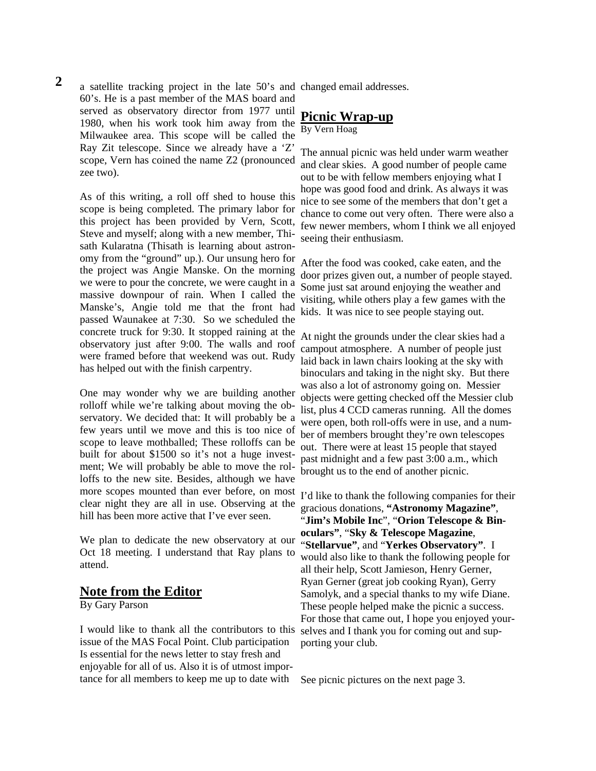a satellite tracking project in the late 50's and 60's. He is a past member of the MAS board and served as observatory director from 1977 until 1980, when his work took him away from the Milwaukee area. This scope will be called the Ray Zit telescope. Since we already have a 'Z' scope, Vern has coined the name Z2 (pronounced zee two).

As of this writing, a roll off shed to house this scope is being completed. The primary labor for this project has been provided by Vern, Scott, Steve and myself; along with a new member, Thisath Kularatna (Thisath is learning about astronomy from the "ground" up.). Our unsung hero for the project was Angie Manske. On the morning we were to pour the concrete, we were caught in a massive downpour of rain. When I called the Manske's, Angie told me that the front had passed Waunakee at 7:30. So we scheduled the concrete truck for 9:30. It stopped raining at the observatory just after 9:00. The walls and roof were framed before that weekend was out. Rudy has helped out with the finish carpentry.

One may wonder why we are building another rolloff while we're talking about moving the observatory. We decided that: It will probably be a few years until we move and this is too nice of scope to leave mothballed; These rolloffs can be built for about $1500 so it's not a huge investment; We will probably be able to move the rolloffs to the new site. Besides, although we have more scopes mounted than ever before, on most clear night they are all in use. Observing at the hill has been more active that I've ever seen.

We plan to dedicate the new observatory at our Oct 18 meeting. I understand that Ray plans to attend.

## Note from the Editor

By Gary Parson

I would like to thank all the contributors to this issue of the MAS Focal Point. Club participation Is essential for the news letter to stay fresh and enjoyable for all of us. Also it is of utmost importance for all members to keep me up to date with changed email addresses.

## Picnic Wrap-up

By Vern Hoag

The annual picnic was held under warm weather and clear skies. A good number of people came out to be with fellow members enjoying what I hope was good food and drink. As always it was nice to see some of the members that don't get a chance to come out very often. There were also a few newer members, whom I think we all enjoyed seeing their enthusiasm.

After the food was cooked, cake eaten, and the door prizes given out, a number of people stayed. Some just sat around enjoying the weather and visiting, while others play a few games with the kids. It was nice to see people staying out.

At night the grounds under the clear skies had a campout atmosphere. A number of people just laid back in lawn chairs looking at the sky with binoculars and taking in the night sky. But there was also a lot of astronomy going on. Messier objects were getting checked off the Messier club list, plus 4 CCD cameras running. All the domes were open, both roll-offs were in use, and a number of members brought they're own telescopes out. There were at least 15 people that stayed past midnight and a few past 3:00 a.m., which brought us to the end of another picnic.

I'd like to thank the following companies for their gracious donations, **"Astronomy Magazine"**, "**Jim's Mobile Inc**", "**Orion Telescope & Binoculars"**, "**Sky & Telescope Magazine**, "**Stellarvue"**, and "**Yerkes Observatory"**. I would also like to thank the following people for all their help, Scott Jamieson, Henry Gerner, Ryan Gerner (great job cooking Ryan), Gerry Samolyk, and a special thanks to my wife Diane. These people helped make the picnic a success. For those that came out, I hope you enjoyed yourselves and I thank you for coming out and supporting your club.

See picnic pictures on the next page 3.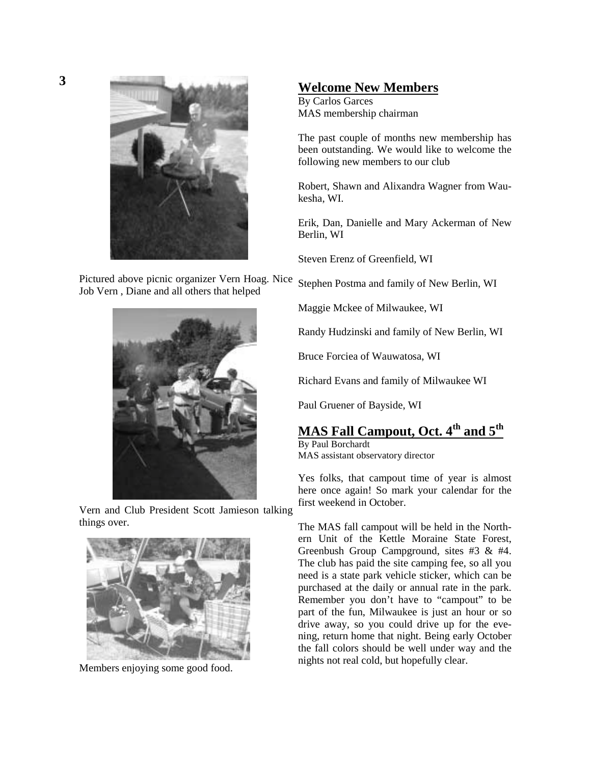Pictured above picnic organizer Vern Hoag. Nice Job Vern , Diane and all others that helped

Vern and Club President Scott Jamieson talking things over.

Members enjoying some good food.

## Welcome New Members

By Carlos Garces
MAS membership chairman

The past couple of months new membership has been outstanding. We would like to welcome the following new members to our club

Robert, Shawn and Alixandra Wagner from Waukesha, WI.

Erik, Dan, Danielle and Mary Ackerman of New Berlin, WI

Steven Erenz of Greenfield, WI

Stephen Postma and family of New Berlin, WI

Maggie Mckee of Milwaukee, WI

Randy Hudzinski and family of New Berlin, WI

Bruce Forciea of Wauwatosa, WI

Richard Evans and family of Milwaukee WI

Paul Gruener of Bayside, WI

## MAS Fall Campout, Oct. 4th and 5th

By Paul Borchardt
MAS assistant observatory director

Yes folks, that campout time of year is almost here once again! So mark your calendar for the first weekend in October.

The MAS fall campout will be held in the Northern Unit of the Kettle Moraine State Forest, Greenbush Group Campground, sites #3 & #4. The club has paid the site camping fee, so all you need is a state park vehicle sticker, which can be purchased at the daily or annual rate in the park. Remember you don't have to "campout" to be part of the fun, Milwaukee is just an hour or so drive away, so you could drive up for the evening, return home that night. Being early October the fall colors should be well under way and the nights not real cold, but hopefully clear.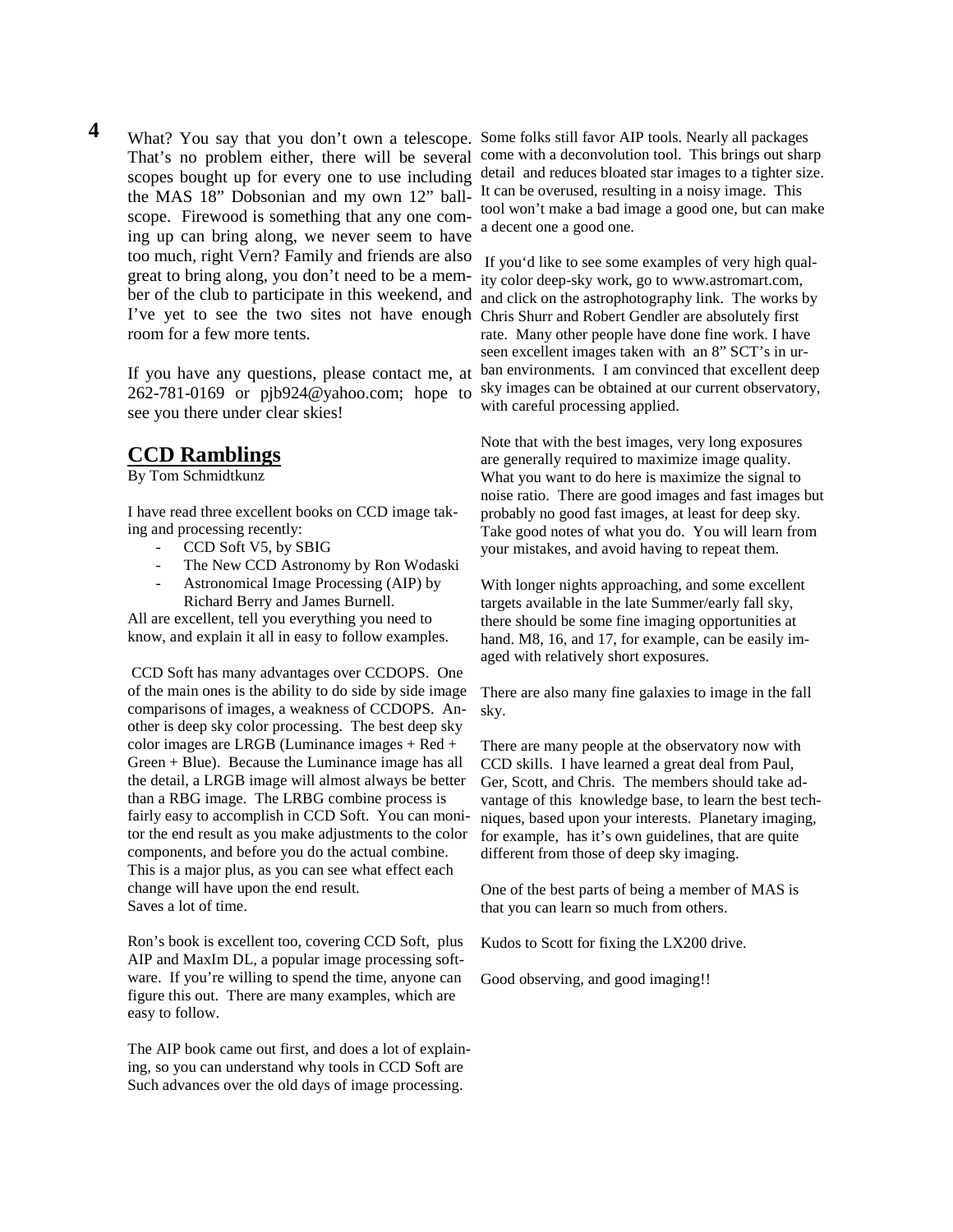What? You say that you don't own a telescope. That's no problem either, there will be several scopes bought up for every one to use including the MAS 18" Dobsonian and my own 12" ball-scope. Firewood is something that any one coming up can bring along, we never seem to have too much, right Vern? Family and friends are also great to bring along, you don't need to be a member of the club to participate in this weekend, and I've yet to see the two sites not have enough room for a few more tents.

If you have any questions, please contact me, at 262-781-0169 or pjb924@yahoo.com; hope to see you there under clear skies!

## CCD Ramblings

By Tom Schmidtkunz

I have read three excellent books on CCD image taking and processing recently:

- CCD Soft V5, by SBIG
- The New CCD Astronomy by Ron Wodaski
- Astronomical Image Processing (AIP) by Richard Berry and James Burnell.

All are excellent, tell you everything you need to know, and explain it all in easy to follow examples.

CCD Soft has many advantages over CCDOPS. One of the main ones is the ability to do side by side image comparisons of images, a weakness of CCDOPS. Another is deep sky color processing. The best deep sky color images are LRGB (Luminance images + Red + Green + Blue). Because the Luminance image has all the detail, a LRGB image will almost always be better than a RBG image. The LRBG combine process is fairly easy to accomplish in CCD Soft. You can monitor the end result as you make adjustments to the color components, and before you do the actual combine. This is a major plus, as you can see what effect each change will have upon the end result. Saves a lot of time.

Ron's book is excellent too, covering CCD Soft, plus AIP and MaxIm DL, a popular image processing software. If you're willing to spend the time, anyone can figure this out. There are many examples, which are easy to follow.

The AIP book came out first, and does a lot of explaining, so you can understand why tools in CCD Soft are Such advances over the old days of image processing. Some folks still favor AIP tools. Nearly all packages come with a deconvolution tool. This brings out sharp detail and reduces bloated star images to a tighter size. It can be overused, resulting in a noisy image. This tool won't make a bad image a good one, but can make a decent one a good one.

If you'd like to see some examples of very high quality color deep-sky work, go to www.astromart.com, and click on the astrophotography link. The works by Chris Shurr and Robert Gendler are absolutely first rate. Many other people have done fine work. I have seen excellent images taken with an 8" SCT's in urban environments. I am convinced that excellent deep sky images can be obtained at our current observatory, with careful processing applied.

Note that with the best images, very long exposures are generally required to maximize image quality. What you want to do here is maximize the signal to noise ratio. There are good images and fast images but probably no good fast images, at least for deep sky. Take good notes of what you do. You will learn from your mistakes, and avoid having to repeat them.

With longer nights approaching, and some excellent targets available in the late Summer/early fall sky, there should be some fine imaging opportunities at hand. M8, 16, and 17, for example, can be easily imaged with relatively short exposures.

There are also many fine galaxies to image in the fall sky.

There are many people at the observatory now with CCD skills. I have learned a great deal from Paul, Ger, Scott, and Chris. The members should take advantage of this knowledge base, to learn the best techniques, based upon your interests. Planetary imaging, for example, has it's own guidelines, that are quite different from those of deep sky imaging.

One of the best parts of being a member of MAS is that you can learn so much from others.

Kudos to Scott for fixing the LX200 drive.

Good observing, and good imaging!!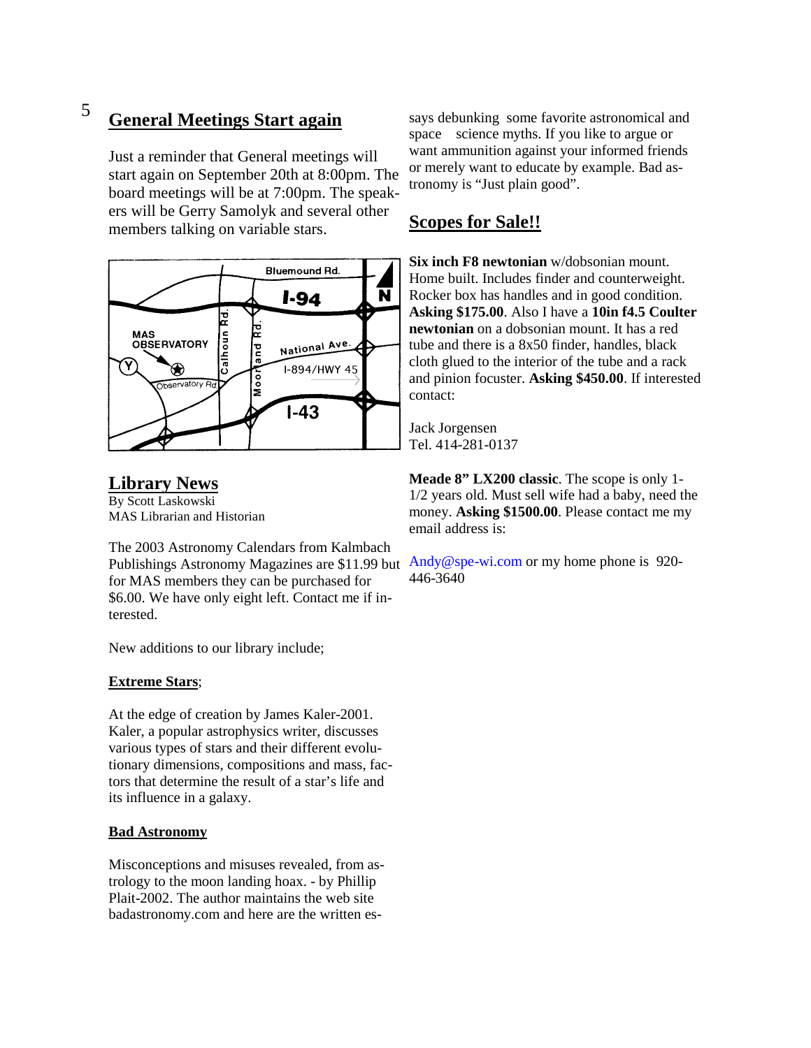## General Meetings Start again

Just a reminder that General meetings will start again on September 20th at 8:00pm. The board meetings will be at 7:00pm. The speakers will be Gerry Samolyk and several other members talking on variable stars.

## Library News

By Scott Laskowski
MAS Librarian and Historian

The 2003 Astronomy Calendars from Kalmbach Publishings Astronomy Magazines are $11.99 but for MAS members they can be purchased for $6.00. We have only eight left. Contact me if interested.

New additions to our library include;

**Extreme Stars**;

At the edge of creation by James Kaler-2001. Kaler, a popular astrophysics writer, discusses various types of stars and their different evolutionary dimensions, compositions and mass, factors that determine the result of a star's life and its influence in a galaxy.

**Bad Astronomy**

Misconceptions and misuses revealed, from astrology to the moon landing hoax. - by Phillip Plait-2002. The author maintains the web site badastronomy.com and here are the written essays debunking some favorite astronomical and space science myths. If you like to argue or want ammunition against your informed friends or merely want to educate by example. Bad astronomy is "Just plain good".

## Scopes for Sale!!

**Six inch F8 newtonian** w/dobsonian mount. Home built. Includes finder and counterweight. Rocker box has handles and in good condition. **Asking $175.00**. Also I have a **10in f4.5 Coulter newtonian** on a dobsonian mount. It has a red tube and there is a 8x50 finder, handles, black cloth glued to the interior of the tube and a rack and pinion focuster. **Asking $450.00**. If interested contact:

Jack Jorgensen
Tel. 414-281-0137

**Meade 8" LX200 classic**. The scope is only 1-1/2 years old. Must sell wife had a baby, need the money. **Asking $1500.00**. Please contact me my email address is:

Andy@spe-wi.com or my home phone is 920-446-3640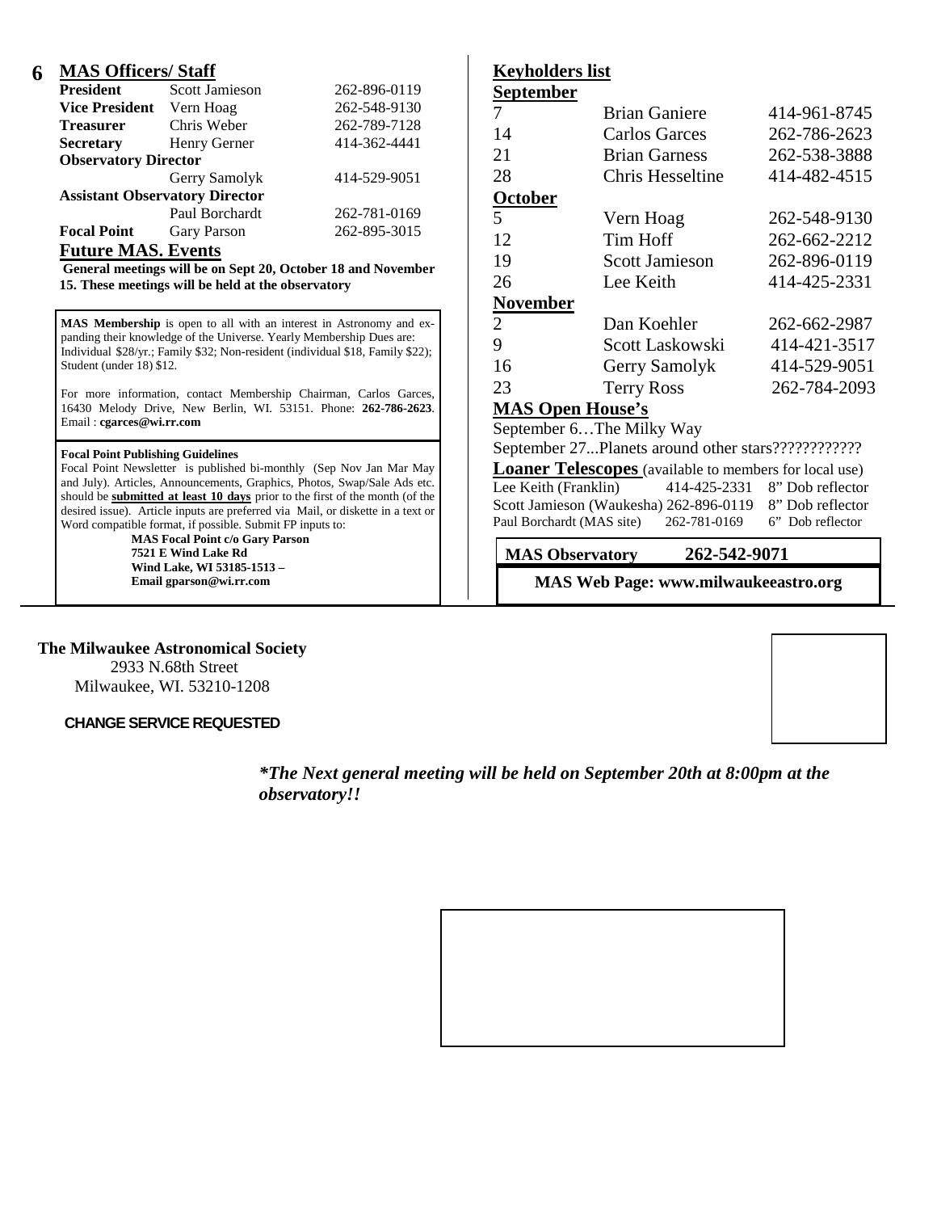## MAS Officers/ Staff

| | | |
|---|---|---|
| **President** | Scott Jamieson | 262-896-0119 |
| **Vice President** | Vern Hoag | 262-548-9130 |
| **Treasurer** | Chris Weber | 262-789-7128 |
| **Secretary** | Henry Gerner | 414-362-4441 |
| **Observatory Director** | | |
| | Gerry Samolyk | 414-529-9051 |
| **Assistant Observatory Director** | | |
| | Paul Borchardt | 262-781-0169 |
| **Focal Point** | Gary Parson | 262-895-3015 |

## Future MAS. Events

**General meetings will be on Sept 20, October 18 and November 15. These meetings will be held at the observatory**

**MAS Membership** is open to all with an interest in Astronomy and expanding their knowledge of the Universe. Yearly Membership Dues are: Individual $28/yr.; Family $32; Non-resident (individual $18, Family $22); Student (under 18) $12.

For more information, contact Membership Chairman, Carlos Garces, 16430 Melody Drive, New Berlin, WI. 53151. Phone: **262-786-2623**. Email : **cgarces@wi.rr.com**

**Focal Point Publishing Guidelines**

Focal Point Newsletter is published bi-monthly (Sep Nov Jan Mar May and July). Articles, Announcements, Graphics, Photos, Swap/Sale Ads etc. should be **submitted at least 10 days** prior to the first of the month (of the desired issue). Article inputs are preferred via Mail, or diskette in a text or Word compatible format, if possible. Submit FP inputs to:

**MAS Focal Point c/o Gary Parson**
**7521 E Wind Lake Rd**
**Wind Lake, WI 53185-1513 –**
**Email gparson@wi.rr.com**

## Keyholders list

| | | |
|---|---|---|
| **September** | | |
| 7 | Brian Ganiere | 414-961-8745 |
| 14 | Carlos Garces | 262-786-2623 |
| 21 | Brian Garness | 262-538-3888 |
| 28 | Chris Hesseltine | 414-482-4515 |
| **October** | | |
| 5 | Vern Hoag | 262-548-9130 |
| 12 | Tim Hoff | 262-662-2212 |
| 19 | Scott Jamieson | 262-896-0119 |
| 26 | Lee Keith | 414-425-2331 |
| **November** | | |
| 2 | Dan Koehler | 262-662-2987 |
| 9 | Scott Laskowski | 414-421-3517 |
| 16 | Gerry Samolyk | 414-529-9051 |
| 23 | Terry Ross | 262-784-2093 |

## MAS Open House's

September 6…The Milky Way

September 27...Planets around other stars????????????

**Loaner Telescopes** (available to members for local use)

| | | |
|---|---|---|
| Lee Keith (Franklin) | 414-425-2331 | 8" Dob reflector |
| Scott Jamieson (Waukesha) | 262-896-0119 | 8" Dob reflector |
| Paul Borchardt (MAS site) | 262-781-0169 | 6" Dob reflector |

**MAS Observatory 262-542-9071**

**MAS Web Page: www.milwaukeeastro.org**

**The Milwaukee Astronomical Society**
2933 N.68th Street
Milwaukee, WI. 53210-1208

**CHANGE SERVICE REQUESTED**

***The Next general meeting will be held on September 20th at 8:00pm at the observatory!!***